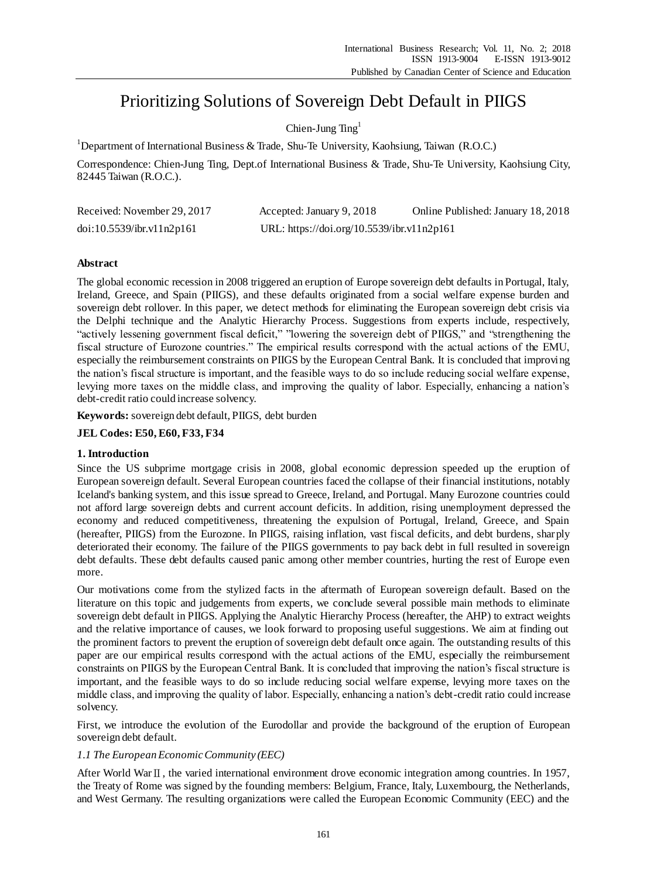# Prioritizing Solutions of Sovereign Debt Default in PIIGS

Chien-Jung Ting[1]

[1]Department of International Business & Trade, Shu-Te University, Kaohsiung, Taiwan (R.O.C.)

Correspondence: Chien-Jung Ting, Dept.of International Business & Trade, Shu-Te University, Kaohsiung City, 82445 Taiwan (R.O.C.).

| Received: November 29, 2017 | Accepted: January 9, 2018 | Online Published: January 18, 2018 |
|---|---|---|
| doi:10.5539/ibr.v11n2p161 | URL: https://doi.org/10.5539/ibr.v11n2p161 | |

## Abstract

The global economic recession in 2008 triggered an eruption of Europe sovereign debt defaults in Portugal, Italy, Ireland, Greece, and Spain (PIIGS), and these defaults originated from a social welfare expense burden and sovereign debt rollover. In this paper, we detect methods for eliminating the European sovereign debt crisis via the Delphi technique and the Analytic Hierarchy Process. Suggestions from experts include, respectively, "actively lessening government fiscal deficit," "lowering the sovereign debt of PIIGS," and "strengthening the fiscal structure of Eurozone countries." The empirical results correspond with the actual actions of the EMU, especially the reimbursement constraints on PIIGS by the European Central Bank. It is concluded that improving the nation's fiscal structure is important, and the feasible ways to do so include reducing social welfare expense, levying more taxes on the middle class, and improving the quality of labor. Especially, enhancing a nation's debt-credit ratio could increase solvency.

**Keywords:** sovereign debt default, PIIGS, debt burden

**JEL Codes: E50, E60, F33, F34**

## 1. Introduction

Since the US subprime mortgage crisis in 2008, global economic depression speeded up the eruption of European sovereign default. Several European countries faced the collapse of their financial institutions, notably Iceland's banking system, and this issue spread to Greece, Ireland, and Portugal. Many Eurozone countries could not afford large sovereign debts and current account deficits. In addition, rising unemployment depressed the economy and reduced competitiveness, threatening the expulsion of Portugal, Ireland, Greece, and Spain (hereafter, PIIGS) from the Eurozone. In PIIGS, raising inflation, vast fiscal deficits, and debt burdens, sharply deteriorated their economy. The failure of the PIIGS governments to pay back debt in full resulted in sovereign debt defaults. These debt defaults caused panic among other member countries, hurting the rest of Europe even more.

Our motivations come from the stylized facts in the aftermath of European sovereign default. Based on the literature on this topic and judgements from experts, we conclude several possible main methods to eliminate sovereign debt default in PIIGS. Applying the Analytic Hierarchy Process (hereafter, the AHP) to extract weights and the relative importance of causes, we look forward to proposing useful suggestions. We aim at finding out the prominent factors to prevent the eruption of sovereign debt default once again. The outstanding results of this paper are our empirical results correspond with the actual actions of the EMU, especially the reimbursement constraints on PIIGS by the European Central Bank. It is concluded that improving the nation's fiscal structure is important, and the feasible ways to do so include reducing social welfare expense, levying more taxes on the middle class, and improving the quality of labor. Especially, enhancing a nation's debt-credit ratio could increase solvency.

First, we introduce the evolution of the Eurodollar and provide the background of the eruption of European sovereign debt default.

### *1.1 The European Economic Community (EEC)*

After World War II, the varied international environment drove economic integration among countries. In 1957, the Treaty of Rome was signed by the founding members: Belgium, France, Italy, Luxembourg, the Netherlands, and West Germany. The resulting organizations were called the European Economic Community (EEC) and the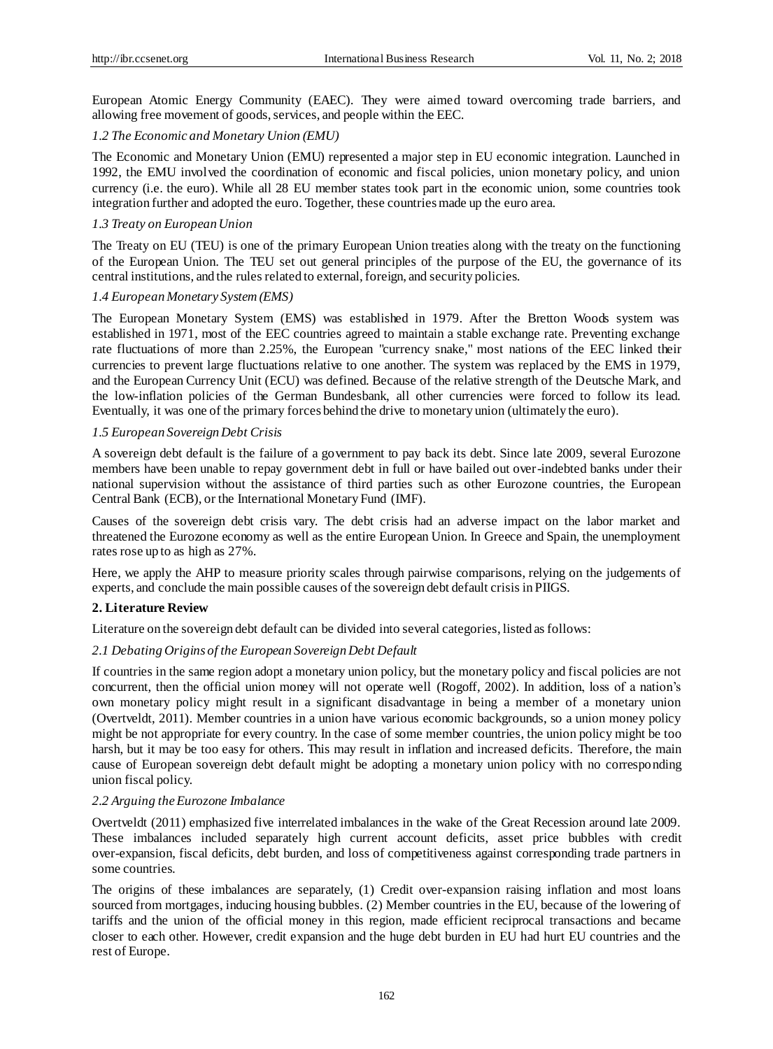European Atomic Energy Community (EAEC). They were aimed toward overcoming trade barriers, and allowing free movement of goods, services, and people within the EEC.

### *1.2 The Economic and Monetary Union (EMU)*

The Economic and Monetary Union (EMU) represented a major step in EU economic integration. Launched in 1992, the EMU involved the coordination of economic and fiscal policies, union monetary policy, and union currency (i.e. the euro). While all 28 EU member states took part in the economic union, some countries took integration further and adopted the euro. Together, these countries made up the euro area.

### *1.3 Treaty on European Union*

The Treaty on EU (TEU) is one of the primary European Union treaties along with the treaty on the functioning of the European Union. The TEU set out general principles of the purpose of the EU, the governance of its central institutions, and the rules related to external, foreign, and security policies.

### *1.4 European Monetary System (EMS)*

The European Monetary System (EMS) was established in 1979. After the Bretton Woods system was established in 1971, most of the EEC countries agreed to maintain a stable exchange rate. Preventing exchange rate fluctuations of more than 2.25%, the European "currency snake," most nations of the EEC linked their currencies to prevent large fluctuations relative to one another. The system was replaced by the EMS in 1979, and the European Currency Unit (ECU) was defined. Because of the relative strength of the Deutsche Mark, and the low-inflation policies of the German Bundesbank, all other currencies were forced to follow its lead. Eventually, it was one of the primary forces behind the drive to monetary union (ultimately the euro).

### *1.5 European Sovereign Debt Crisis*

A sovereign debt default is the failure of a government to pay back its debt. Since late 2009, several Eurozone members have been unable to repay government debt in full or have bailed out over-indebted banks under their national supervision without the assistance of third parties such as other Eurozone countries, the European Central Bank (ECB), or the International Monetary Fund (IMF).

Causes of the sovereign debt crisis vary. The debt crisis had an adverse impact on the labor market and threatened the Eurozone economy as well as the entire European Union. In Greece and Spain, the unemployment rates rose up to as high as 27%.

Here, we apply the AHP to measure priority scales through pairwise comparisons, relying on the judgements of experts, and conclude the main possible causes of the sovereign debt default crisis in PIIGS.

## **2. Literature Review**

Literature on the sovereign debt default can be divided into several categories, listed as follows:

### *2.1 Debating Origins of the European Sovereign Debt Default*

If countries in the same region adopt a monetary union policy, but the monetary policy and fiscal policies are not concurrent, then the official union money will not operate well (Rogoff, 2002). In addition, loss of a nation's own monetary policy might result in a significant disadvantage in being a member of a monetary union (Overtveldt, 2011). Member countries in a union have various economic backgrounds, so a union money policy might be not appropriate for every country. In the case of some member countries, the union policy might be too harsh, but it may be too easy for others. This may result in inflation and increased deficits. Therefore, the main cause of European sovereign debt default might be adopting a monetary union policy with no corresponding union fiscal policy.

### *2.2 Arguing the Eurozone Imbalance*

Overtveldt (2011) emphasized five interrelated imbalances in the wake of the Great Recession around late 2009. These imbalances included separately high current account deficits, asset price bubbles with credit over-expansion, fiscal deficits, debt burden, and loss of competitiveness against corresponding trade partners in some countries.

The origins of these imbalances are separately, (1) Credit over-expansion raising inflation and most loans sourced from mortgages, inducing housing bubbles. (2) Member countries in the EU, because of the lowering of tariffs and the union of the official money in this region, made efficient reciprocal transactions and became closer to each other. However, credit expansion and the huge debt burden in EU had hurt EU countries and the rest of Europe.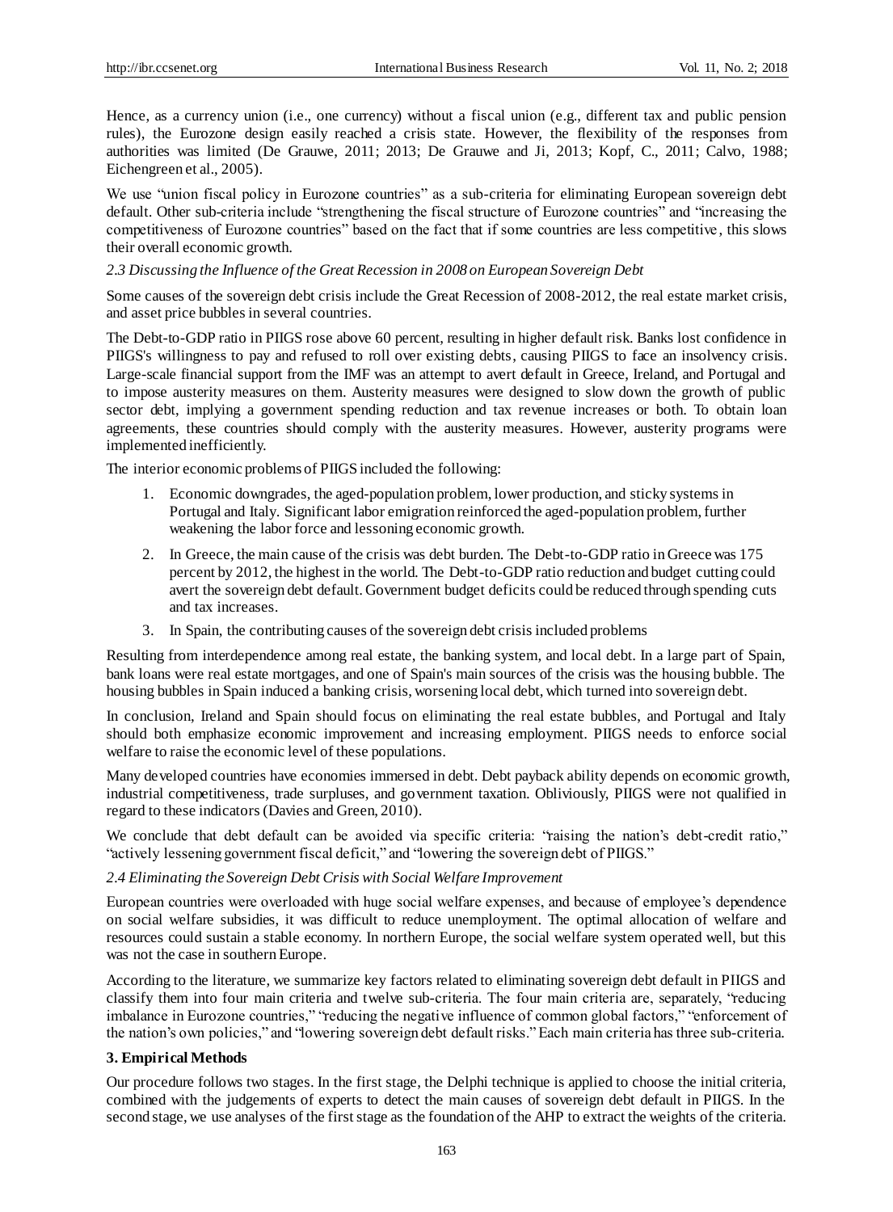Hence, as a currency union (i.e., one currency) without a fiscal union (e.g., different tax and public pension rules), the Eurozone design easily reached a crisis state. However, the flexibility of the responses from authorities was limited (De Grauwe, 2011; 2013; De Grauwe and Ji, 2013; Kopf, C., 2011; Calvo, 1988; Eichengreen et al., 2005).

We use "union fiscal policy in Eurozone countries" as a sub-criteria for eliminating European sovereign debt default. Other sub-criteria include "strengthening the fiscal structure of Eurozone countries" and "increasing the competitiveness of Eurozone countries" based on the fact that if some countries are less competitive, this slows their overall economic growth.

*2.3 Discussing the Influence of the Great Recession in 2008 on European Sovereign Debt*

Some causes of the sovereign debt crisis include the Great Recession of 2008-2012, the real estate market crisis, and asset price bubbles in several countries.

The Debt-to-GDP ratio in PIIGS rose above 60 percent, resulting in higher default risk. Banks lost confidence in PIIGS's willingness to pay and refused to roll over existing debts, causing PIIGS to face an insolvency crisis. Large-scale financial support from the IMF was an attempt to avert default in Greece, Ireland, and Portugal and to impose austerity measures on them. Austerity measures were designed to slow down the growth of public sector debt, implying a government spending reduction and tax revenue increases or both. To obtain loan agreements, these countries should comply with the austerity measures. However, austerity programs were implemented inefficiently.

The interior economic problems of PIIGS included the following:

1. Economic downgrades, the aged-population problem, lower production, and sticky systems in Portugal and Italy. Significant labor emigration reinforced the aged-population problem, further weakening the labor force and lessoning economic growth.
2. In Greece, the main cause of the crisis was debt burden. The Debt-to-GDP ratio in Greece was 175 percent by 2012, the highest in the world. The Debt-to-GDP ratio reduction and budget cutting could avert the sovereign debt default. Government budget deficits could be reduced through spending cuts and tax increases.
3. In Spain, the contributing causes of the sovereign debt crisis included problems

Resulting from interdependence among real estate, the banking system, and local debt. In a large part of Spain, bank loans were real estate mortgages, and one of Spain's main sources of the crisis was the housing bubble. The housing bubbles in Spain induced a banking crisis, worsening local debt, which turned into sovereign debt.

In conclusion, Ireland and Spain should focus on eliminating the real estate bubbles, and Portugal and Italy should both emphasize economic improvement and increasing employment. PIIGS needs to enforce social welfare to raise the economic level of these populations.

Many developed countries have economies immersed in debt. Debt payback ability depends on economic growth, industrial competitiveness, trade surpluses, and government taxation. Obliviously, PIIGS were not qualified in regard to these indicators (Davies and Green, 2010).

We conclude that debt default can be avoided via specific criteria: "raising the nation's debt-credit ratio," "actively lessening government fiscal deficit," and "lowering the sovereign debt of PIIGS."

*2.4 Eliminating the Sovereign Debt Crisis with Social Welfare Improvement*

European countries were overloaded with huge social welfare expenses, and because of employee's dependence on social welfare subsidies, it was difficult to reduce unemployment. The optimal allocation of welfare and resources could sustain a stable economy. In northern Europe, the social welfare system operated well, but this was not the case in southern Europe.

According to the literature, we summarize key factors related to eliminating sovereign debt default in PIIGS and classify them into four main criteria and twelve sub-criteria. The four main criteria are, separately, "reducing imbalance in Eurozone countries," "reducing the negative influence of common global factors," "enforcement of the nation's own policies," and "lowering sovereign debt default risks." Each main criteria has three sub-criteria.

## 3. Empirical Methods

Our procedure follows two stages. In the first stage, the Delphi technique is applied to choose the initial criteria, combined with the judgements of experts to detect the main causes of sovereign debt default in PIIGS. In the second stage, we use analyses of the first stage as the foundation of the AHP to extract the weights of the criteria.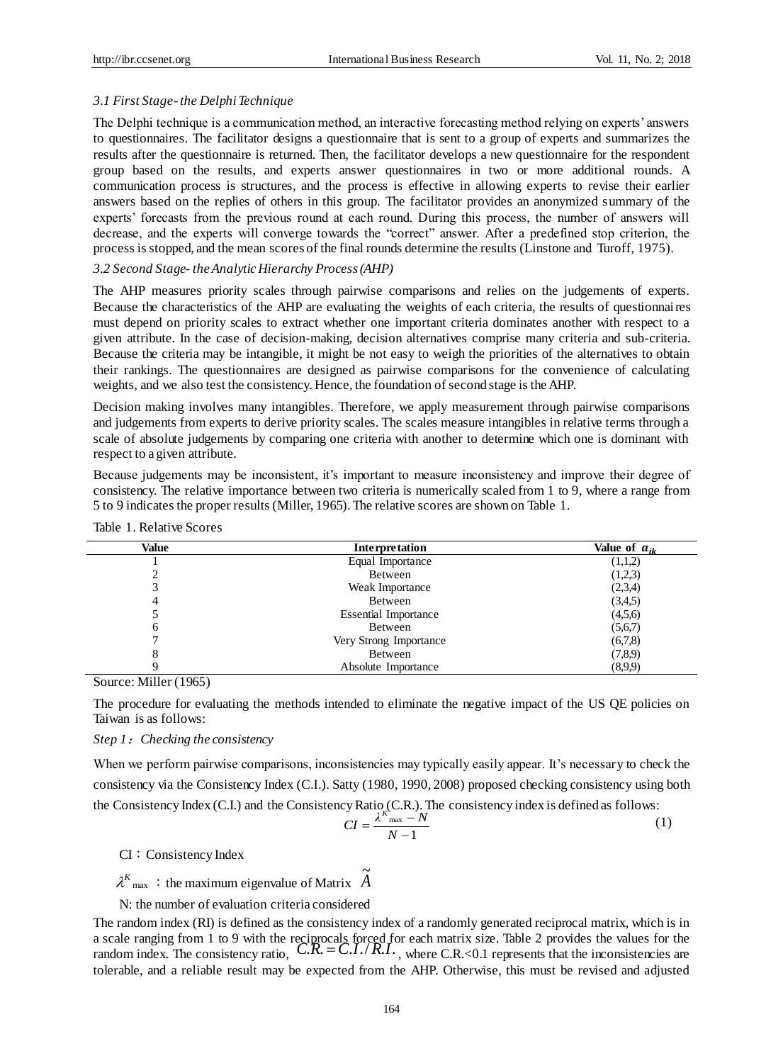### *3.1 First Stage- the Delphi Technique*

The Delphi technique is a communication method, an interactive forecasting method relying on experts' answers to questionnaires. The facilitator designs a questionnaire that is sent to a group of experts and summarizes the results after the questionnaire is returned. Then, the facilitator develops a new questionnaire for the respondent group based on the results, and experts answer questionnaires in two or more additional rounds. A communication process is structures, and the process is effective in allowing experts to revise their earlier answers based on the replies of others in this group. The facilitator provides an anonymized summary of the experts' forecasts from the previous round at each round. During this process, the number of answers will decrease, and the experts will converge towards the "correct" answer. After a predefined stop criterion, the process is stopped, and the mean scores of the final rounds determine the results (Linstone and Turoff, 1975).

### *3.2 Second Stage- the Analytic Hierarchy Process (AHP)*

The AHP measures priority scales through pairwise comparisons and relies on the judgements of experts. Because the characteristics of the AHP are evaluating the weights of each criteria, the results of questionnaires must depend on priority scales to extract whether one important criteria dominates another with respect to a given attribute. In the case of decision-making, decision alternatives comprise many criteria and sub-criteria. Because the criteria may be intangible, it might be not easy to weigh the priorities of the alternatives to obtain their rankings. The questionnaires are designed as pairwise comparisons for the convenience of calculating weights, and we also test the consistency. Hence, the foundation of second stage is the AHP.

Decision making involves many intangibles. Therefore, we apply measurement through pairwise comparisons and judgements from experts to derive priority scales. The scales measure intangibles in relative terms through a scale of absolute judgements by comparing one criteria with another to determine which one is dominant with respect to a given attribute.

Because judgements may be inconsistent, it's important to measure inconsistency and improve their degree of consistency. The relative importance between two criteria is numerically scaled from 1 to 9, where a range from 5 to 9 indicates the proper results (Miller, 1965). The relative scores are shown on Table 1.

Table 1. Relative Scores

| Value | Interpretation | Value of $a_{ik}$ |
|---|---|---|
| 1 | Equal Importance | (1,1,2) |
| 2 | Between | (1,2,3) |
| 3 | Weak Importance | (2,3,4) |
| 4 | Between | (3,4,5) |
| 5 | Essential Importance | (4,5,6) |
| 6 | Between | (5,6,7) |
| 7 | Very Strong Importance | (6,7,8) |
| 8 | Between | (7,8,9) |
| 9 | Absolute Importance | (8,9,9) |

Source: Miller (1965)

The procedure for evaluating the methods intended to eliminate the negative impact of the US QE policies on Taiwan is as follows:

*Step 1：Checking the consistency*

When we perform pairwise comparisons, inconsistencies may typically easily appear. It's necessary to check the consistency via the Consistency Index (C.I.). Satty (1980, 1990, 2008) proposed checking consistency using both the Consistency Index (C.I.) and the Consistency Ratio (C.R.). The consistency index is defined as follows:

$$CI = \frac{\lambda^{K}_{\max} - N}{N-1} \tag{1}$$

CI：Consistency Index

$\lambda^{K}_{\max}$ ：the maximum eigenvalue of Matrix $\tilde{A}$

N: the number of evaluation criteria considered

The random index (RI) is defined as the consistency index of a randomly generated reciprocal matrix, which is in a scale ranging from 1 to 9 with the reciprocals forced for each matrix size. Table 2 provides the values for the random index. The consistency ratio, $C.R. = C.I./R.I.$, where C.R.<0.1 represents that the inconsistencies are tolerable, and a reliable result may be expected from the AHP. Otherwise, this must be revised and adjusted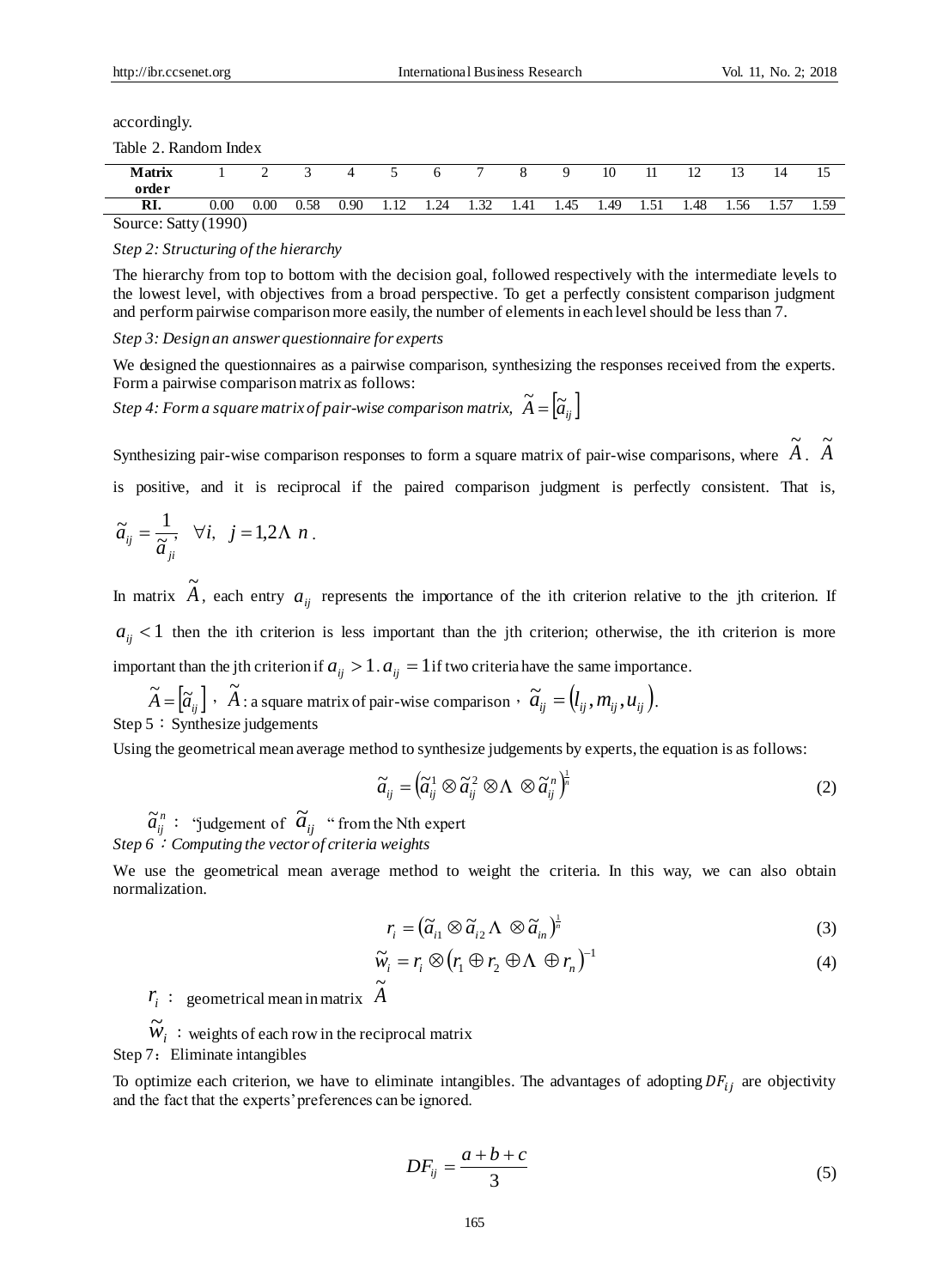accordingly.

Table 2. Random Index

| Matrix order | 1 | 2 | 3 | 4 | 5 | 6 | 7 | 8 | 9 | 10 | 11 | 12 | 13 | 14 | 15 |
|---|---|---|---|---|---|---|---|---|---|---|---|---|---|---|---|
| RI. | 0.00 | 0.00 | 0.58 | 0.90 | 1.12 | 1.24 | 1.32 | 1.41 | 1.45 | 1.49 | 1.51 | 1.48 | 1.56 | 1.57 | 1.59 |

Source: Satty (1990)

*Step 2: Structuring of the hierarchy*

The hierarchy from top to bottom with the decision goal, followed respectively with the intermediate levels to the lowest level, with objectives from a broad perspective. To get a perfectly consistent comparison judgment and perform pairwise comparison more easily, the number of elements in each level should be less than 7.

*Step 3: Design an answer questionnaire for experts*

We designed the questionnaires as a pairwise comparison, synthesizing the responses received from the experts. Form a pairwise comparison matrix as follows:

*Step 4: Form a square matrix of pair-wise comparison matrix,* $\tilde{A} = [\tilde{a}_{ij}]$

Synthesizing pair-wise comparison responses to form a square matrix of pair-wise comparisons, where $\tilde{A}$. $\tilde{A}$ is positive, and it is reciprocal if the paired comparison judgment is perfectly consistent. That is, $\tilde{a}_{ij} = \frac{1}{\tilde{a}_{ji}}, \ \forall i, \ j = 1,2 \Lambda \ n$.

In matrix $\tilde{A}$, each entry $a_{ij}$ represents the importance of the ith criterion relative to the jth criterion. If $a_{ij} < 1$ then the ith criterion is less important than the jth criterion; otherwise, the ith criterion is more important than the jth criterion if $a_{ij} > 1$. $a_{ij} = 1$ if two criteria have the same importance.

$\tilde{A} = [\tilde{a}_{ij}]$ , $\tilde{A}$: a square matrix of pair-wise comparison , $\tilde{a}_{ij} = (l_{ij}, m_{ij}, u_{ij})$.

Step 5：Synthesize judgements

Using the geometrical mean average method to synthesize judgements by experts, the equation is as follows:

$$\tilde{a}_{ij} = \left(\tilde{a}_{ij}^{1} \otimes \tilde{a}_{ij}^{2} \otimes \Lambda \otimes \tilde{a}_{ij}^{n}\right)^{\frac{1}{n}} \tag{2}$$

$\tilde{a}_{ij}^{n}$： "judgement of $\tilde{a}_{ij}$ " from the Nth expert

*Step 6：Computing the vector of criteria weights*

We use the geometrical mean average method to weight the criteria. In this way, we can also obtain normalization.

$$r_i = \left(\tilde{a}_{i1} \otimes \tilde{a}_{i2} \Lambda \otimes \tilde{a}_{in}\right)^{\frac{1}{n}} \tag{3}$$

$$\tilde{w}_i = r_i \otimes \left(r_1 \oplus r_2 \oplus \Lambda \oplus r_n\right)^{-1} \tag{4}$$

$r_i$ : geometrical mean in matrix $\tilde{A}$

$\tilde{w}_i$ ：weights of each row in the reciprocal matrix

Step 7：Eliminate intangibles

To optimize each criterion, we have to eliminate intangibles. The advantages of adopting $DF_{ij}$ are objectivity and the fact that the experts' preferences can be ignored.

$$DF_{ij} = \frac{a+b+c}{3} \tag{5}$$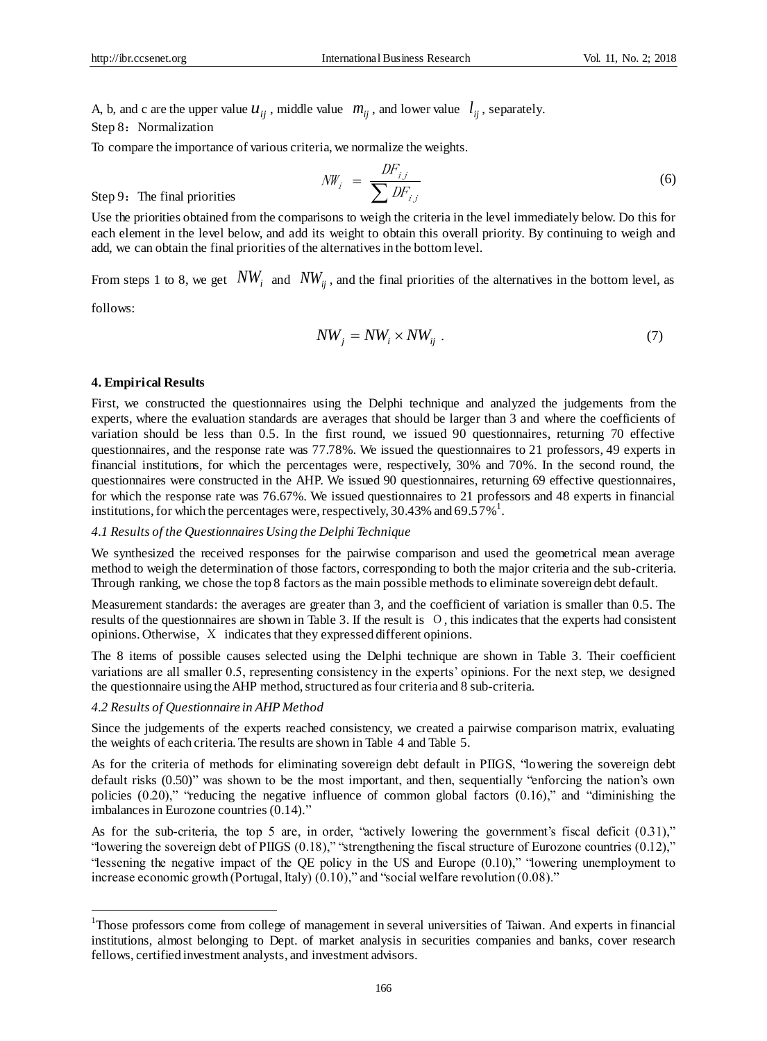A, b, and c are the upper value $u_{ij}$, middle value $m_{ij}$, and lower value $l_{ij}$, separately.

Step 8：Normalization

To compare the importance of various criteria, we normalize the weights.

$$NW_i = \frac{DF_{ij}}{\sum DF_{ij}} \tag{6}$$

Step 9：The final priorities

Use the priorities obtained from the comparisons to weigh the criteria in the level immediately below. Do this for each element in the level below, and add its weight to obtain this overall priority. By continuing to weigh and add, we can obtain the final priorities of the alternatives in the bottom level.

From steps 1 to 8, we get $NW_i$ and $NW_{ij}$, and the final priorities of the alternatives in the bottom level, as follows:

$$NW_j = NW_i \times NW_{ij} . \tag{7}$$

### 4. Empirical Results

First, we constructed the questionnaires using the Delphi technique and analyzed the judgements from the experts, where the evaluation standards are averages that should be larger than 3 and where the coefficients of variation should be less than 0.5. In the first round, we issued 90 questionnaires, returning 70 effective questionnaires, and the response rate was 77.78%. We issued the questionnaires to 21 professors, 49 experts in financial institutions, for which the percentages were, respectively, 30% and 70%. In the second round, the questionnaires were constructed in the AHP. We issued 90 questionnaires, returning 69 effective questionnaires, for which the response rate was 76.67%. We issued questionnaires to 21 professors and 48 experts in financial institutions, for which the percentages were, respectively, 30.43% and 69.57%[1].

#### *4.1 Results of the Questionnaires Using the Delphi Technique*

We synthesized the received responses for the pairwise comparison and used the geometrical mean average method to weigh the determination of those factors, corresponding to both the major criteria and the sub-criteria. Through ranking, we chose the top 8 factors as the main possible methods to eliminate sovereign debt default.

Measurement standards: the averages are greater than 3, and the coefficient of variation is smaller than 0.5. The results of the questionnaires are shown in Table 3. If the result is O, this indicates that the experts had consistent opinions. Otherwise, X indicates that they expressed different opinions.

The 8 items of possible causes selected using the Delphi technique are shown in Table 3. Their coefficient variations are all smaller 0.5, representing consistency in the experts' opinions. For the next step, we designed the questionnaire using the AHP method, structured as four criteria and 8 sub-criteria.

#### *4.2 Results of Questionnaire in AHP Method*

Since the judgements of the experts reached consistency, we created a pairwise comparison matrix, evaluating the weights of each criteria. The results are shown in Table 4 and Table 5.

As for the criteria of methods for eliminating sovereign debt default in PIIGS, "lowering the sovereign debt default risks (0.50)" was shown to be the most important, and then, sequentially "enforcing the nation's own policies (0.20)," "reducing the negative influence of common global factors (0.16)," and "diminishing the imbalances in Eurozone countries (0.14)."

As for the sub-criteria, the top 5 are, in order, "actively lowering the government's fiscal deficit (0.31)," "lowering the sovereign debt of PIIGS (0.18)," "strengthening the fiscal structure of Eurozone countries (0.12)," "lessening the negative impact of the QE policy in the US and Europe (0.10)," "lowering unemployment to increase economic growth (Portugal, Italy) (0.10)," and "social welfare revolution (0.08)."

---

[1] Those professors come from college of management in several universities of Taiwan. And experts in financial institutions, almost belonging to Dept. of market analysis in securities companies and banks, cover research fellows, certified investment analysts, and investment advisors.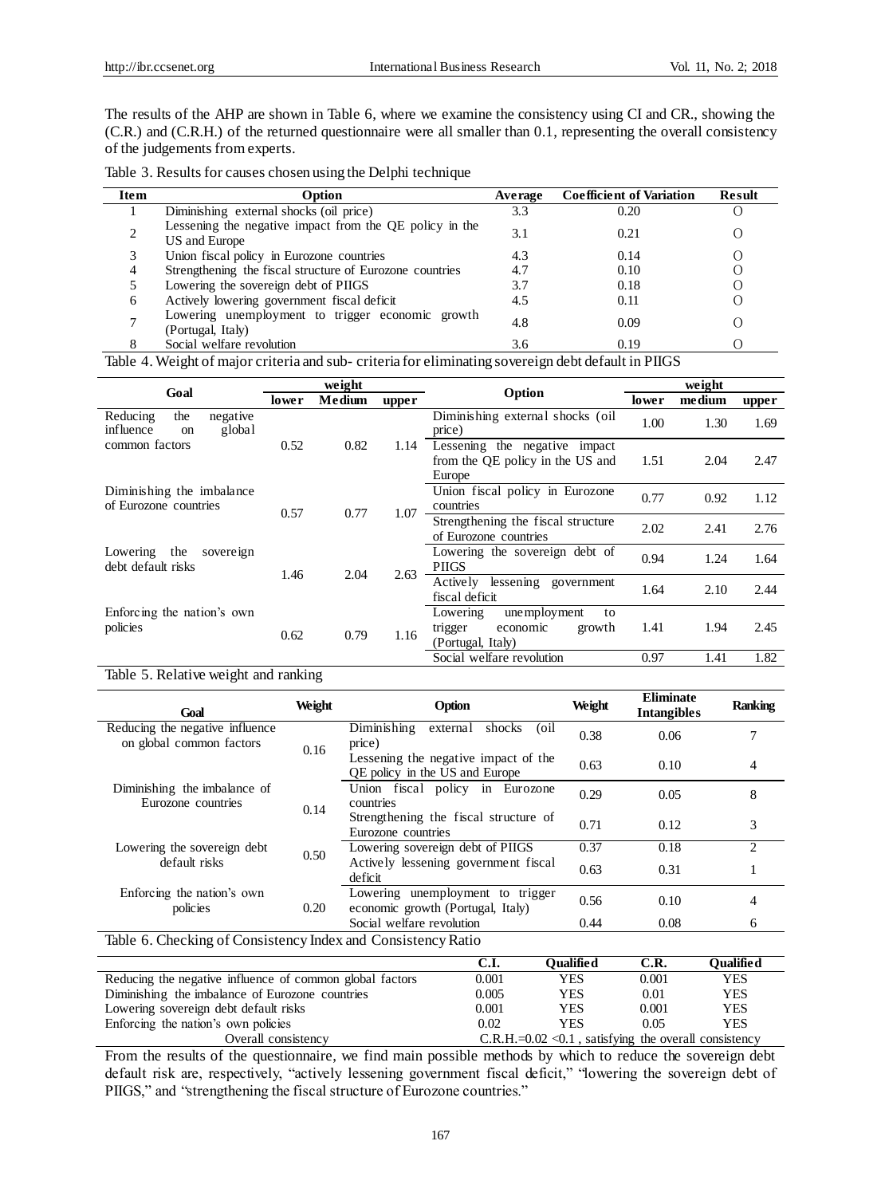The results of the AHP are shown in Table 6, where we examine the consistency using CI and CR., showing the (C.R.) and (C.R.H.) of the returned questionnaire were all smaller than 0.1, representing the overall consistency of the judgements from experts.

Table 3. Results for causes chosen using the Delphi technique

| Item | Option | Average | Coefficient of Variation | Result |
|---|---|---|---|---|
| 1 | Diminishing external shocks (oil price) | 3.3 | 0.20 | O |
| 2 | Lessening the negative impact from the QE policy in the US and Europe | 3.1 | 0.21 | O |
| 3 | Union fiscal policy in Eurozone countries | 4.3 | 0.14 | O |
| 4 | Strengthening the fiscal structure of Eurozone countries | 4.7 | 0.10 | O |
| 5 | Lowering the sovereign debt of PIIGS | 3.7 | 0.18 | O |
| 6 | Actively lowering government fiscal deficit | 4.5 | 0.11 | O |
| 7 | Lowering unemployment to trigger economic growth (Portugal, Italy) | 4.8 | 0.09 | O |
| 8 | Social welfare revolution | 3.6 | 0.19 | O |

Table 4. Weight of major criteria and sub- criteria for eliminating sovereign debt default in PIIGS

| Goal | weight | | | Option | weight | | |
|---|---|---|---|---|---|---|---|
| | lower | Medium | upper | | lower | medium | upper |
| Reducing the negative influence on global common factors | 0.52 | 0.82 | 1.14 | Diminishing external shocks (oil price) | 1.00 | 1.30 | 1.69 |
| | | | | Lessening the negative impact from the QE policy in the US and Europe | 1.51 | 2.04 | 2.47 |
| Diminishing the imbalance of Eurozone countries | 0.57 | 0.77 | 1.07 | Union fiscal policy in Eurozone countries | 0.77 | 0.92 | 1.12 |
| | | | | Strengthening the fiscal structure of Eurozone countries | 2.02 | 2.41 | 2.76 |
| Lowering the sovereign debt default risks | 1.46 | 2.04 | 2.63 | Lowering the sovereign debt of PIIGS | 0.94 | 1.24 | 1.64 |
| | | | | Actively lessening government fiscal deficit | 1.64 | 2.10 | 2.44 |
| Enforcing the nation's own policies | 0.62 | 0.79 | 1.16 | Lowering unemployment to trigger economic growth (Portugal, Italy) | 1.41 | 1.94 | 2.45 |
| | | | | Social welfare revolution | 0.97 | 1.41 | 1.82 |

Table 5. Relative weight and ranking

| Goal | Weight | Option | Weight | Eliminate Intangibles | Ranking |
|---|---|---|---|---|---|
| Reducing the negative influence on global common factors | 0.16 | Diminishing external shocks (oil price) | 0.38 | 0.06 | 7 |
| | | Lessening the negative impact of the QE policy in the US and Europe | 0.63 | 0.10 | 4 |
| Diminishing the imbalance of Eurozone countries | 0.14 | Union fiscal policy in Eurozone countries | 0.29 | 0.05 | 8 |
| | | Strengthening the fiscal structure of Eurozone countries | 0.71 | 0.12 | 3 |
| Lowering the sovereign debt default risks | 0.50 | Lowering sovereign debt of PIIGS | 0.37 | 0.18 | 2 |
| | | Actively lessening government fiscal deficit | 0.63 | 0.31 | 1 |
| Enforcing the nation's own policies | 0.20 | Lowering unemployment to trigger economic growth (Portugal, Italy) | 0.56 | 0.10 | 4 |
| | | Social welfare revolution | 0.44 | 0.08 | 6 |

Table 6. Checking of Consistency Index and Consistency Ratio

| | C.I. | Qualified | C.R. | Qualified |
|---|---|---|---|---|
| Reducing the negative influence of common global factors | 0.001 | YES | 0.001 | YES |
| Diminishing the imbalance of Eurozone countries | 0.005 | YES | 0.01 | YES |
| Lowering sovereign debt default risks | 0.001 | YES | 0.001 | YES |
| Enforcing the nation's own policies | 0.02 | YES | 0.05 | YES |
| Overall consistency | C.R.H.=0.02 <0.1 , satisfying the overall consistency | | | |

From the results of the questionnaire, we find main possible methods by which to reduce the sovereign debt default risk are, respectively, "actively lessening government fiscal deficit," "lowering the sovereign debt of PIIGS," and "strengthening the fiscal structure of Eurozone countries."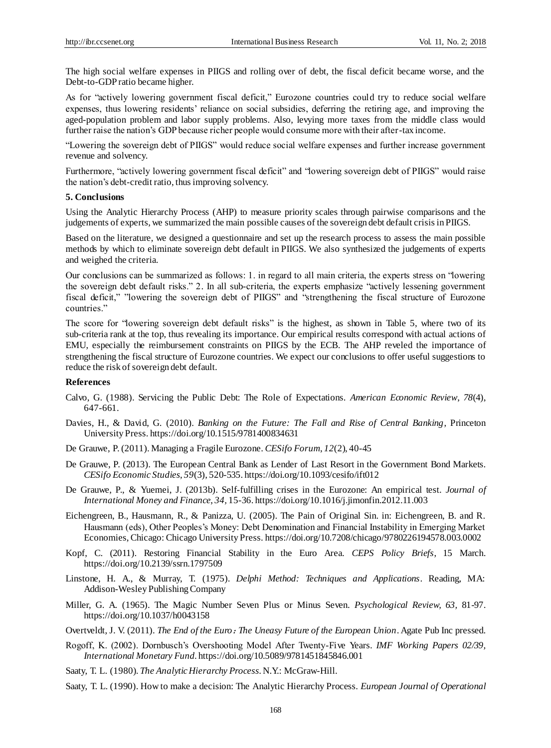The high social welfare expenses in PIIGS and rolling over of debt, the fiscal deficit became worse, and the Debt-to-GDP ratio became higher.

As for "actively lowering government fiscal deficit," Eurozone countries could try to reduce social welfare expenses, thus lowering residents' reliance on social subsidies, deferring the retiring age, and improving the aged-population problem and labor supply problems. Also, levying more taxes from the middle class would further raise the nation's GDP because richer people would consume more with their after-tax income.

"Lowering the sovereign debt of PIIGS" would reduce social welfare expenses and further increase government revenue and solvency.

Furthermore, "actively lowering government fiscal deficit" and "lowering sovereign debt of PIIGS" would raise the nation's debt-credit ratio, thus improving solvency.

## 5. Conclusions

Using the Analytic Hierarchy Process (AHP) to measure priority scales through pairwise comparisons and the judgements of experts, we summarized the main possible causes of the sovereign debt default crisis in PIIGS.

Based on the literature, we designed a questionnaire and set up the research process to assess the main possible methods by which to eliminate sovereign debt default in PIIGS. We also synthesized the judgements of experts and weighed the criteria.

Our conclusions can be summarized as follows: 1. in regard to all main criteria, the experts stress on "lowering the sovereign debt default risks." 2. In all sub-criteria, the experts emphasize "actively lessening government fiscal deficit," "lowering the sovereign debt of PIIGS" and "strengthening the fiscal structure of Eurozone countries."

The score for "lowering sovereign debt default risks" is the highest, as shown in Table 5, where two of its sub-criteria rank at the top, thus revealing its importance. Our empirical results correspond with actual actions of EMU, especially the reimbursement constraints on PIIGS by the ECB. The AHP reveled the importance of strengthening the fiscal structure of Eurozone countries. We expect our conclusions to offer useful suggestions to reduce the risk of sovereign debt default.

## References

Calvo, G. (1988). Servicing the Public Debt: The Role of Expectations. *American Economic Review*, *78*(4), 647-661.

Davies, H., & David, G. (2010). *Banking on the Future: The Fall and Rise of Central Banking*, Princeton University Press. https://doi.org/10.1515/9781400834631

De Grauwe, P. (2011). Managing a Fragile Eurozone. *CESifo Forum*, *12*(2), 40-45

De Grauwe, P. (2013). The European Central Bank as Lender of Last Resort in the Government Bond Markets. *CESifo Economic Studies*, *59*(3), 520-535. https://doi.org/10.1093/cesifo/ift012

De Grauwe, P., & Yuemei, J. (2013b). Self-fulfilling crises in the Eurozone: An empirical test. *Journal of International Money and Finance*, *34*, 15-36. https://doi.org/10.1016/j.jimonfin.2012.11.003

Eichengreen, B., Hausmann, R., & Panizza, U. (2005). The Pain of Original Sin. in: Eichengreen, B. and R. Hausmann (eds), Other Peoples's Money: Debt Denomination and Financial Instability in Emerging Market Economies, Chicago: Chicago University Press. https://doi.org/10.7208/chicago/9780226194578.003.0002

Kopf, C. (2011). Restoring Financial Stability in the Euro Area. *CEPS Policy Briefs*, 15 March. https://doi.org/10.2139/ssrn.1797509

Linstone, H. A., & Murray, T. (1975). *Delphi Method: Techniques and Applications*. Reading, MA: Addison-Wesley Publishing Company

Miller, G. A. (1965). The Magic Number Seven Plus or Minus Seven. *Psychological Review, 63,* 81-97. https://doi.org/10.1037/h0043158

Overtveldt, J. V. (2011). *The End of the Euro：The Uneasy Future of the European Union*. Agate Pub Inc pressed.

Rogoff, K. (2002). Dornbusch's Overshooting Model After Twenty-Five Years. *IMF Working Papers 02/39, International Monetary Fund*. https://doi.org/10.5089/9781451845846.001

Saaty, T. L. (1980). *The Analytic Hierarchy Process*. N.Y.: McGraw-Hill.

Saaty, T. L. (1990). How to make a decision: The Analytic Hierarchy Process. *European Journal of Operational*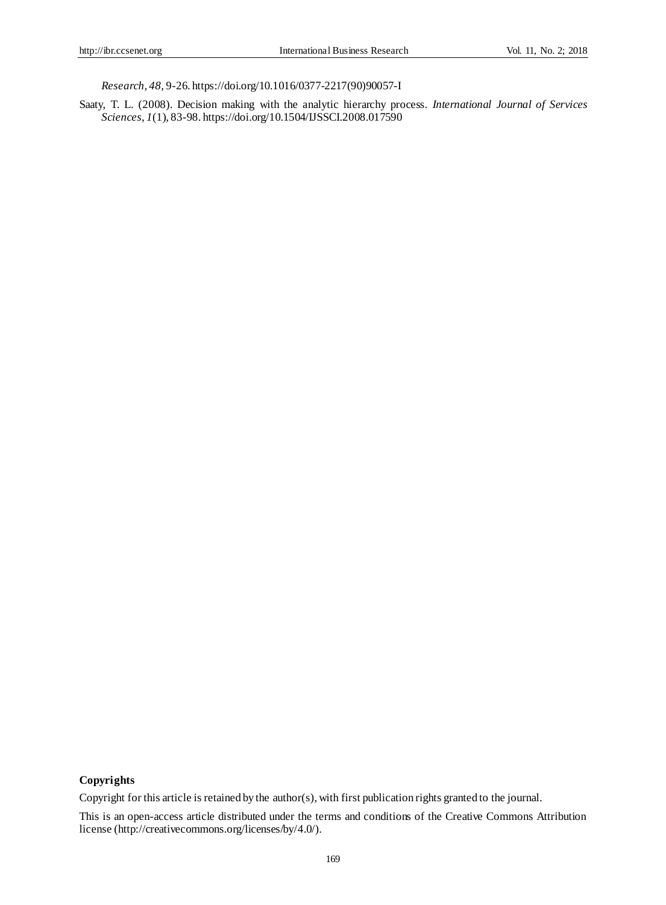*Research*, *48*, 9-26. https://doi.org/10.1016/0377-2217(90)90057-I

Saaty, T. L. (2008). Decision making with the analytic hierarchy process. *International Journal of Services Sciences*, *1*(1), 83-98. https://doi.org/10.1504/IJSSCI.2008.017590

**Copyrights**

Copyright for this article is retained by the author(s), with first publication rights granted to the journal.

This is an open-access article distributed under the terms and conditions of the Creative Commons Attribution license (http://creativecommons.org/licenses/by/4.0/).